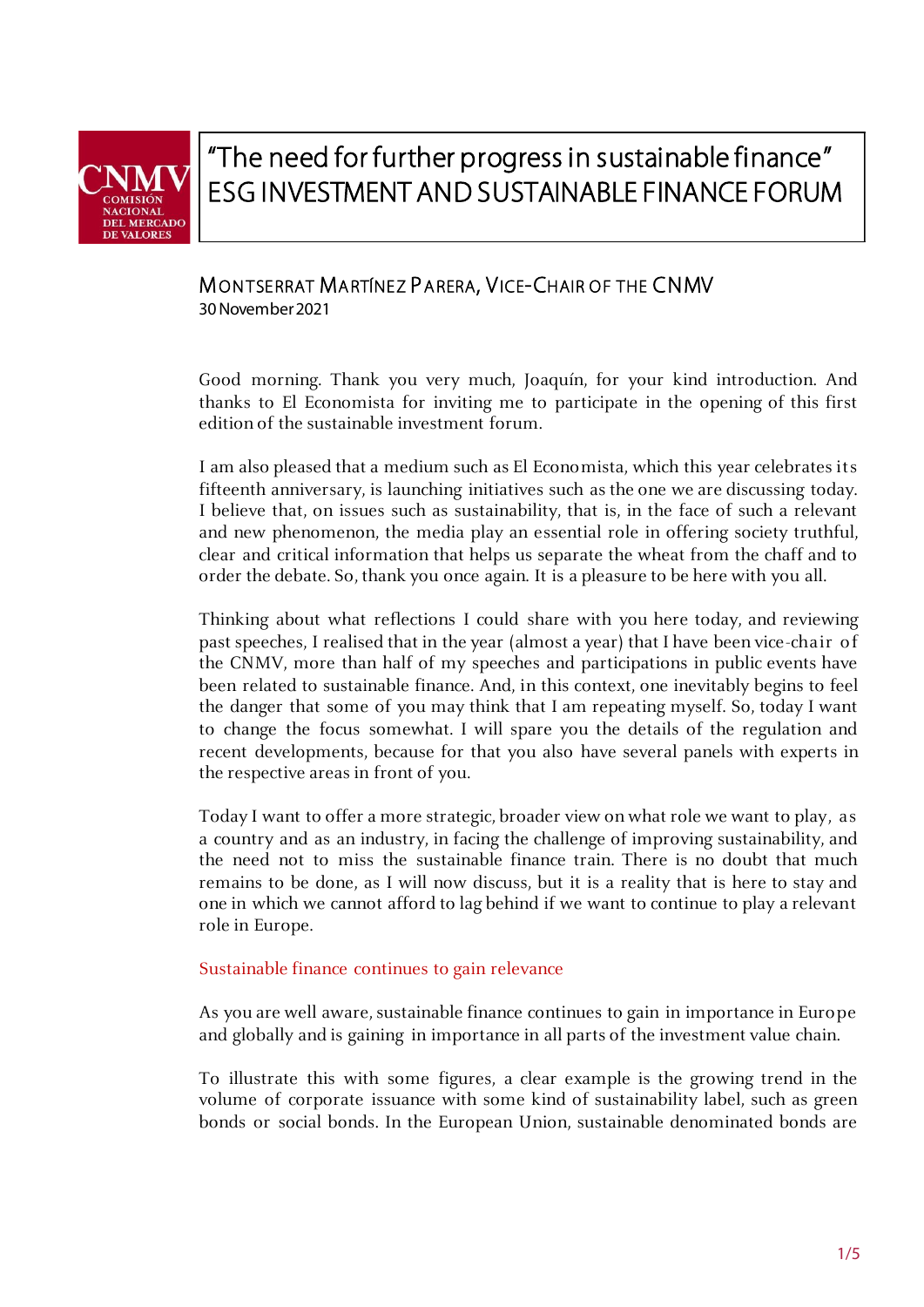# "The need for further progress in sustainable finance"
# ESG INVESTMENT AND SUSTAINABLE FINANCE FORUM

## MONTSERRAT MARTÍNEZ PARERA, VICE-CHAIR OF THE CNMV

30 November 2021

Good morning. Thank you very much, Joaquín, for your kind introduction. And thanks to El Economista for inviting me to participate in the opening of this first edition of the sustainable investment forum.

I am also pleased that a medium such as El Economista, which this year celebrates its fifteenth anniversary, is launching initiatives such as the one we are discussing today. I believe that, on issues such as sustainability, that is, in the face of such a relevant and new phenomenon, the media play an essential role in offering society truthful, clear and critical information that helps us separate the wheat from the chaff and to order the debate. So, thank you once again. It is a pleasure to be here with you all.

Thinking about what reflections I could share with you here today, and reviewing past speeches, I realised that in the year (almost a year) that I have been vice-chair of the CNMV, more than half of my speeches and participations in public events have been related to sustainable finance. And, in this context, one inevitably begins to feel the danger that some of you may think that I am repeating myself. So, today I want to change the focus somewhat. I will spare you the details of the regulation and recent developments, because for that you also have several panels with experts in the respective areas in front of you.

Today I want to offer a more strategic, broader view on what role we want to play, as a country and as an industry, in facing the challenge of improving sustainability, and the need not to miss the sustainable finance train. There is no doubt that much remains to be done, as I will now discuss, but it is a reality that is here to stay and one in which we cannot afford to lag behind if we want to continue to play a relevant role in Europe.

### Sustainable finance continues to gain relevance

As you are well aware, sustainable finance continues to gain in importance in Europe and globally and is gaining in importance in all parts of the investment value chain.

To illustrate this with some figures, a clear example is the growing trend in the volume of corporate issuance with some kind of sustainability label, such as green bonds or social bonds. In the European Union, sustainable denominated bonds are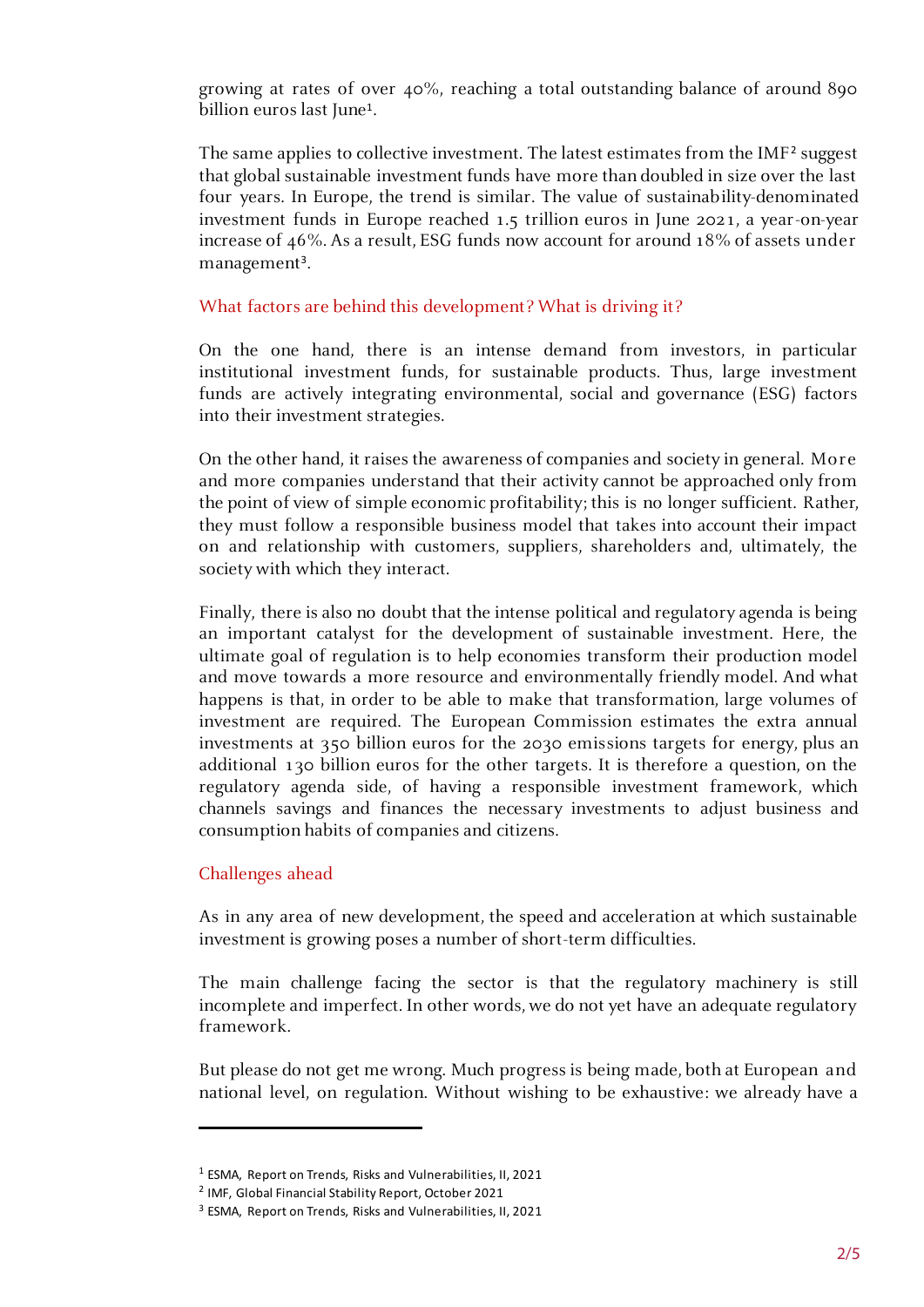growing at rates of over 40%, reaching a total outstanding balance of around 890 billion euros last June[1].

The same applies to collective investment. The latest estimates from the IMF[2] suggest that global sustainable investment funds have more than doubled in size over the last four years. In Europe, the trend is similar. The value of sustainability-denominated investment funds in Europe reached 1.5 trillion euros in June 2021, a year-on-year increase of 46%. As a result, ESG funds now account for around 18% of assets under management[3].

## What factors are behind this development? What is driving it?

On the one hand, there is an intense demand from investors, in particular institutional investment funds, for sustainable products. Thus, large investment funds are actively integrating environmental, social and governance (ESG) factors into their investment strategies.

On the other hand, it raises the awareness of companies and society in general. More and more companies understand that their activity cannot be approached only from the point of view of simple economic profitability; this is no longer sufficient. Rather, they must follow a responsible business model that takes into account their impact on and relationship with customers, suppliers, shareholders and, ultimately, the society with which they interact.

Finally, there is also no doubt that the intense political and regulatory agenda is being an important catalyst for the development of sustainable investment. Here, the ultimate goal of regulation is to help economies transform their production model and move towards a more resource and environmentally friendly model. And what happens is that, in order to be able to make that transformation, large volumes of investment are required. The European Commission estimates the extra annual investments at 350 billion euros for the 2030 emissions targets for energy, plus an additional 130 billion euros for the other targets. It is therefore a question, on the regulatory agenda side, of having a responsible investment framework, which channels savings and finances the necessary investments to adjust business and consumption habits of companies and citizens.

## Challenges ahead

As in any area of new development, the speed and acceleration at which sustainable investment is growing poses a number of short-term difficulties.

The main challenge facing the sector is that the regulatory machinery is still incomplete and imperfect. In other words, we do not yet have an adequate regulatory framework.

But please do not get me wrong. Much progress is being made, both at European and national level, on regulation. Without wishing to be exhaustive: we already have a

---

[1] ESMA, Report on Trends, Risks and Vulnerabilities, II, 2021

[2] IMF, Global Financial Stability Report, October 2021

[3] ESMA, Report on Trends, Risks and Vulnerabilities, II, 2021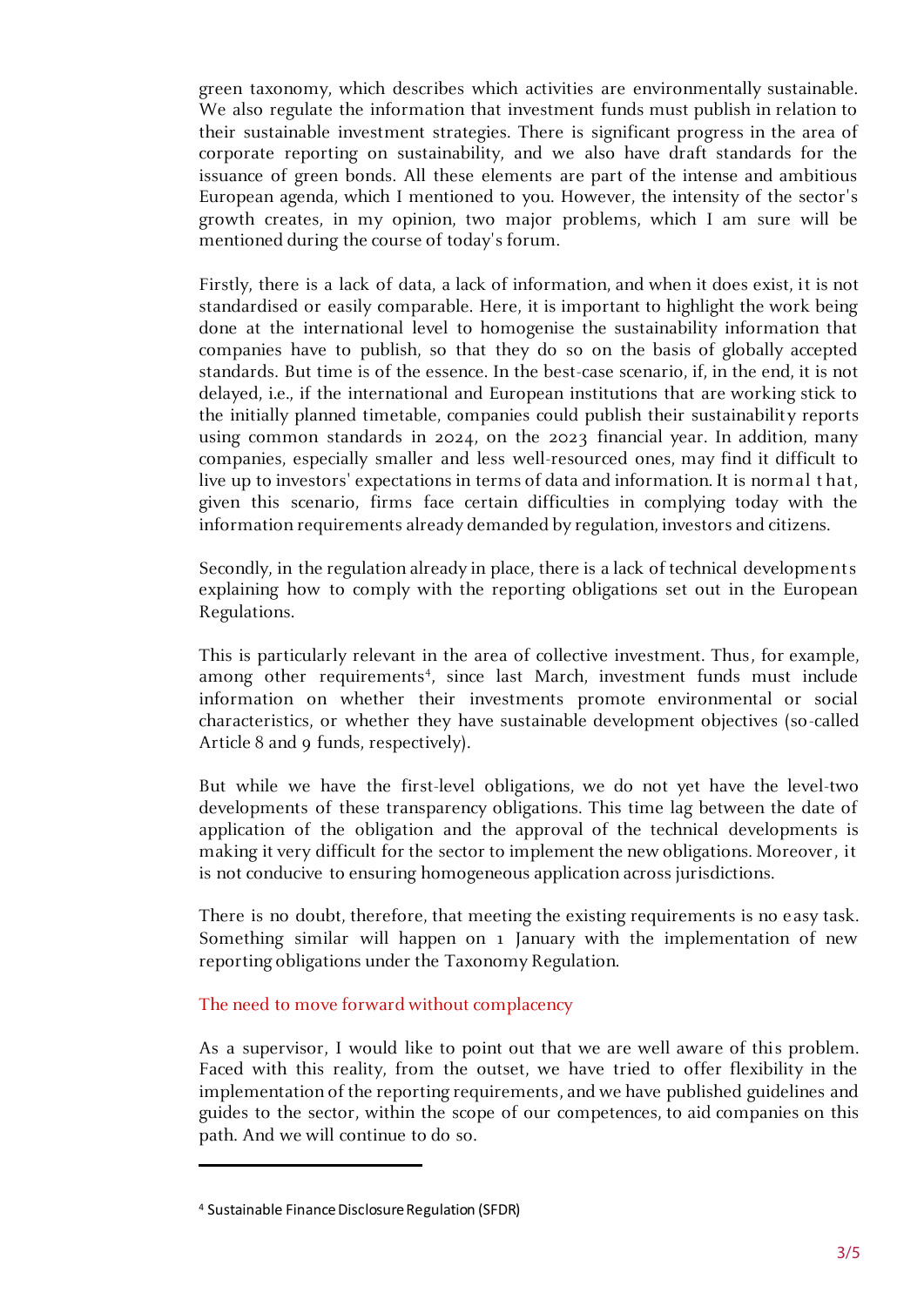green taxonomy, which describes which activities are environmentally sustainable. We also regulate the information that investment funds must publish in relation to their sustainable investment strategies. There is significant progress in the area of corporate reporting on sustainability, and we also have draft standards for the issuance of green bonds. All these elements are part of the intense and ambitious European agenda, which I mentioned to you. However, the intensity of the sector's growth creates, in my opinion, two major problems, which I am sure will be mentioned during the course of today's forum.

Firstly, there is a lack of data, a lack of information, and when it does exist, it is not standardised or easily comparable. Here, it is important to highlight the work being done at the international level to homogenise the sustainability information that companies have to publish, so that they do so on the basis of globally accepted standards. But time is of the essence. In the best-case scenario, if, in the end, it is not delayed, i.e., if the international and European institutions that are working stick to the initially planned timetable, companies could publish their sustainability reports using common standards in 2024, on the 2023 financial year. In addition, many companies, especially smaller and less well-resourced ones, may find it difficult to live up to investors' expectations in terms of data and information. It is normal that, given this scenario, firms face certain difficulties in complying today with the information requirements already demanded by regulation, investors and citizens.

Secondly, in the regulation already in place, there is a lack of technical developments explaining how to comply with the reporting obligations set out in the European Regulations.

This is particularly relevant in the area of collective investment. Thus, for example, among other requirements[4], since last March, investment funds must include information on whether their investments promote environmental or social characteristics, or whether they have sustainable development objectives (so-called Article 8 and 9 funds, respectively).

But while we have the first-level obligations, we do not yet have the level-two developments of these transparency obligations. This time lag between the date of application of the obligation and the approval of the technical developments is making it very difficult for the sector to implement the new obligations. Moreover, it is not conducive to ensuring homogeneous application across jurisdictions.

There is no doubt, therefore, that meeting the existing requirements is no easy task. Something similar will happen on 1 January with the implementation of new reporting obligations under the Taxonomy Regulation.

## The need to move forward without complacency

As a supervisor, I would like to point out that we are well aware of this problem. Faced with this reality, from the outset, we have tried to offer flexibility in the implementation of the reporting requirements, and we have published guidelines and guides to the sector, within the scope of our competences, to aid companies on this path. And we will continue to do so.

---

[4] Sustainable Finance Disclosure Regulation (SFDR)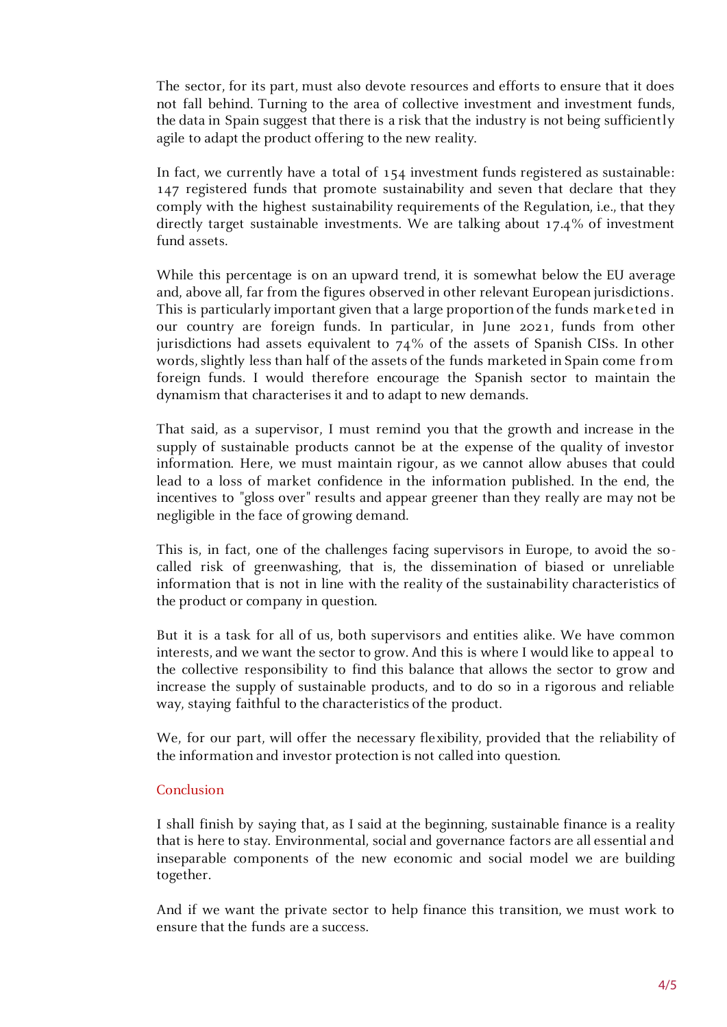The sector, for its part, must also devote resources and efforts to ensure that it does not fall behind. Turning to the area of collective investment and investment funds, the data in Spain suggest that there is a risk that the industry is not being sufficiently agile to adapt the product offering to the new reality.

In fact, we currently have a total of 154 investment funds registered as sustainable: 147 registered funds that promote sustainability and seven that declare that they comply with the highest sustainability requirements of the Regulation, i.e., that they directly target sustainable investments. We are talking about 17.4% of investment fund assets.

While this percentage is on an upward trend, it is somewhat below the EU average and, above all, far from the figures observed in other relevant European jurisdictions. This is particularly important given that a large proportion of the funds marketed in our country are foreign funds. In particular, in June 2021, funds from other jurisdictions had assets equivalent to 74% of the assets of Spanish CISs. In other words, slightly less than half of the assets of the funds marketed in Spain come from foreign funds. I would therefore encourage the Spanish sector to maintain the dynamism that characterises it and to adapt to new demands.

That said, as a supervisor, I must remind you that the growth and increase in the supply of sustainable products cannot be at the expense of the quality of investor information. Here, we must maintain rigour, as we cannot allow abuses that could lead to a loss of market confidence in the information published. In the end, the incentives to "gloss over" results and appear greener than they really are may not be negligible in the face of growing demand.

This is, in fact, one of the challenges facing supervisors in Europe, to avoid the so-called risk of greenwashing, that is, the dissemination of biased or unreliable information that is not in line with the reality of the sustainability characteristics of the product or company in question.

But it is a task for all of us, both supervisors and entities alike. We have common interests, and we want the sector to grow. And this is where I would like to appeal to the collective responsibility to find this balance that allows the sector to grow and increase the supply of sustainable products, and to do so in a rigorous and reliable way, staying faithful to the characteristics of the product.

We, for our part, will offer the necessary flexibility, provided that the reliability of the information and investor protection is not called into question.

## Conclusion

I shall finish by saying that, as I said at the beginning, sustainable finance is a reality that is here to stay. Environmental, social and governance factors are all essential and inseparable components of the new economic and social model we are building together.

And if we want the private sector to help finance this transition, we must work to ensure that the funds are a success.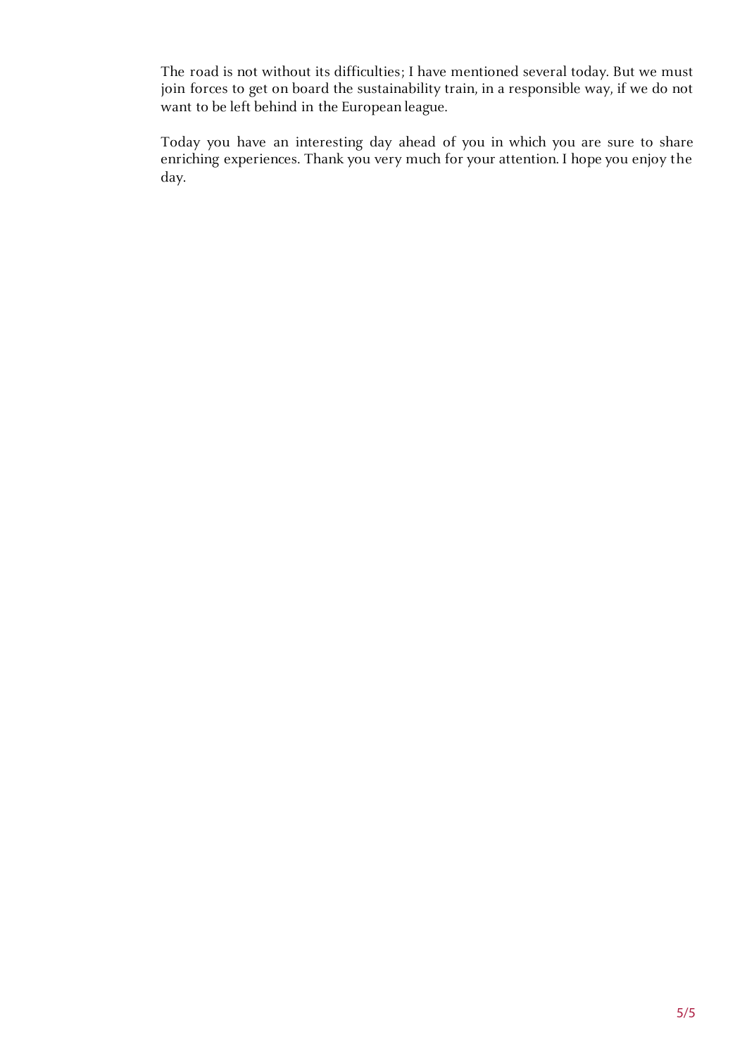The road is not without its difficulties; I have mentioned several today. But we must join forces to get on board the sustainability train, in a responsible way, if we do not want to be left behind in the European league.

Today you have an interesting day ahead of you in which you are sure to share enriching experiences. Thank you very much for your attention. I hope you enjoy the day.